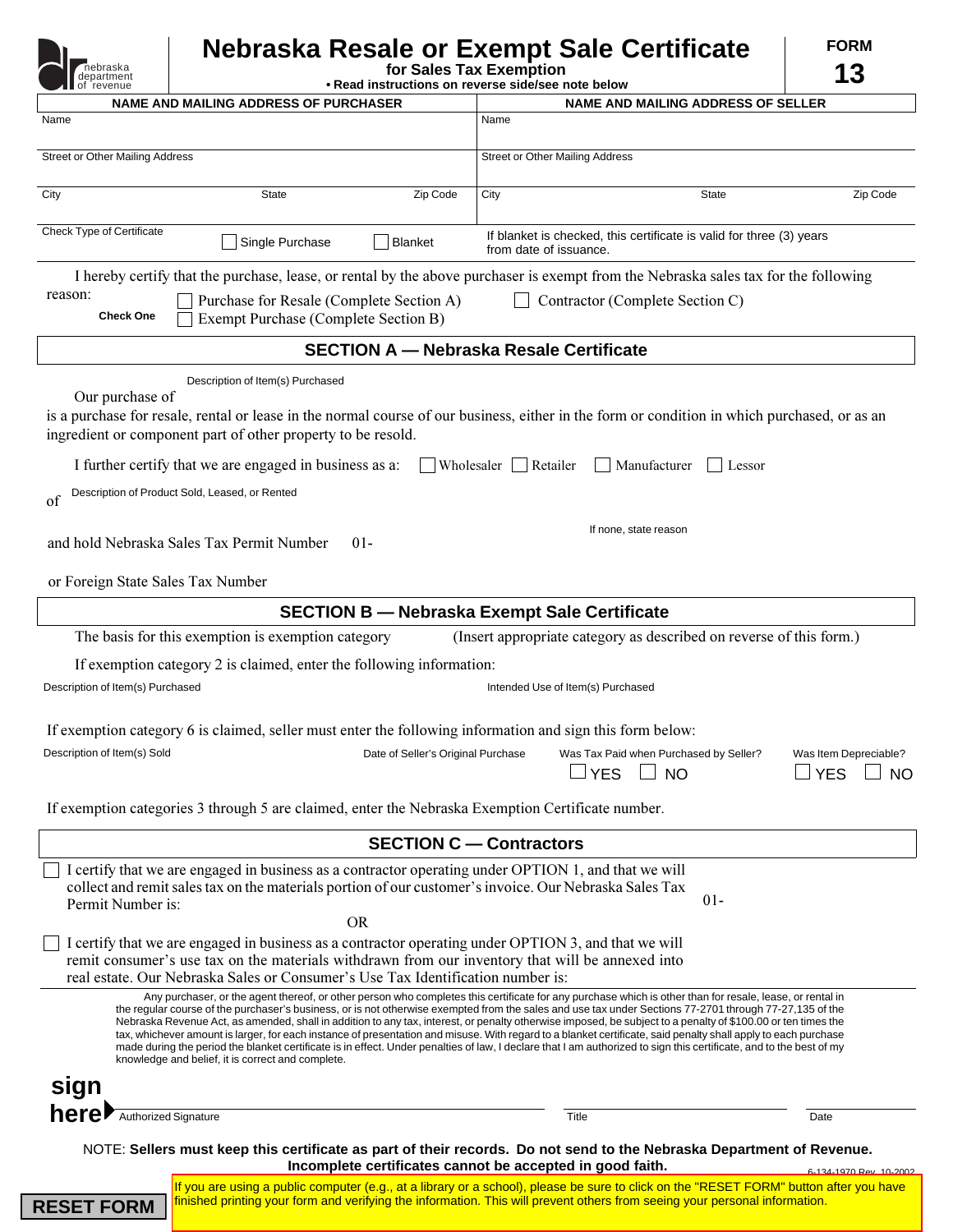nebraska department of revenue

# Nebraska Resale or Exempt Sale Certificate

**for Sales Tax Exemption**

**• Read instructions on reverse side/see note below**

**FORM 13**

| NAME AND MAILING ADDRESS OF PURCHASER | | | NAME AND MAILING ADDRESS OF SELLER | | |
|---|---|---|---|---|---|
| Name | | | Name | | |
| Street or Other Mailing Address | | | Street or Other Mailing Address | | |
| City | State | Zip Code | City | State | Zip Code |
| Check Type of Certificate | ☐ Single Purchase | ☐ Blanket | If blanket is checked, this certificate is valid for three (3) years from date of issuance. | | |

I hereby certify that the purchase, lease, or rental by the above purchaser is exempt from the Nebraska sales tax for the following reason:

**Check One**
- ☐ Purchase for Resale (Complete Section A)
- ☐ Exempt Purchase (Complete Section B)
- ☐ Contractor (Complete Section C)

## SECTION A — Nebraska Resale Certificate

Our purchase of ____________ (Description of Item(s) Purchased)
is a purchase for resale, rental or lease in the normal course of our business, either in the form or condition in which purchased, or as an ingredient or component part of other property to be resold.

I further certify that we are engaged in business as a: ☐ Wholesaler ☐ Retailer ☐ Manufacturer ☐ Lessor

of ____________ (Description of Product Sold, Leased, or Rented)

and hold Nebraska Sales Tax Permit Number 01- ____________ (If none, state reason)

or Foreign State Sales Tax Number ____________

## SECTION B — Nebraska Exempt Sale Certificate

The basis for this exemption is exemption category ______ (Insert appropriate category as described on reverse of this form.)

If exemption category 2 is claimed, enter the following information:

| Description of Item(s) Purchased | Intended Use of Item(s) Purchased |
|---|---|
| | |

If exemption category 6 is claimed, seller must enter the following information and sign this form below:

| Description of Item(s) Sold | Date of Seller's Original Purchase | Was Tax Paid when Purchased by Seller? | Was Item Depreciable? |
|---|---|---|---|
| | | ☐ YES ☐ NO | ☐ YES ☐ NO |

If exemption categories 3 through 5 are claimed, enter the Nebraska Exemption Certificate number. ____________

## SECTION C — Contractors

☐ I certify that we are engaged in business as a contractor operating under OPTION 1, and that we will collect and remit sales tax on the materials portion of our customer's invoice. Our Nebraska Sales Tax Permit Number is: 01- ____________

OR

☐ I certify that we are engaged in business as a contractor operating under OPTION 3, and that we will remit consumer's use tax on the materials withdrawn from our inventory that will be annexed into real estate. Our Nebraska Sales or Consumer's Use Tax Identification number is: ____________

Any purchaser, or the agent thereof, or other person who completes this certificate for any purchase which is other than for resale, lease, or rental in the regular course of the purchaser's business, or is not otherwise exempted from the sales and use tax under Sections 77-2701 through 77-27,135 of the Nebraska Revenue Act, as amended, shall in addition to any tax, interest, or penalty otherwise imposed, be subject to a penalty of $100.00 or ten times the tax, whichever amount is larger, for each instance of presentation and misuse. With regard to a blanket certificate, said penalty shall apply to each purchase made during the period the blanket certificate is in effect. Under penalties of law, I declare that I am authorized to sign this certificate, and to the best of my knowledge and belief, it is correct and complete.

**sign here** ▶ ____________ Authorized Signature ____________ Title ____________ Date

NOTE: **Sellers must keep this certificate as part of their records. Do not send to the Nebraska Department of Revenue. Incomplete certificates cannot be accepted in good faith.**

6-134-1970 Rev. 10-2002

**RESET FORM**

If you are using a public computer (e.g., at a library or a school), please be sure to click on the "RESET FORM" button after you have finished printing your form and verifying the information. This will prevent others from seeing your personal information.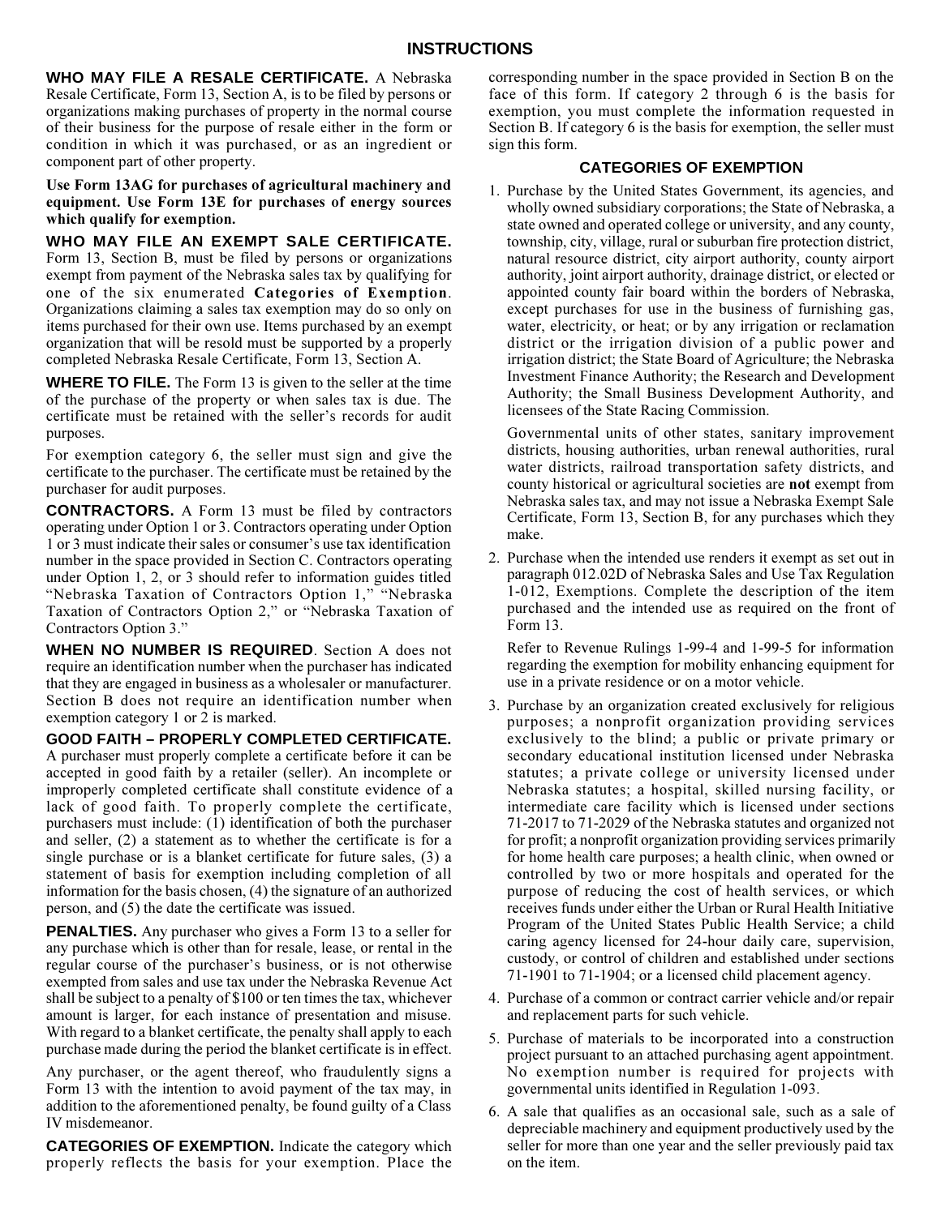## INSTRUCTIONS

**WHO MAY FILE A RESALE CERTIFICATE.** A Nebraska Resale Certificate, Form 13, Section A, is to be filed by persons or organizations making purchases of property in the normal course of their business for the purpose of resale either in the form or condition in which it was purchased, or as an ingredient or component part of other property.

**Use Form 13AG for purchases of agricultural machinery and equipment. Use Form 13E for purchases of energy sources which qualify for exemption.**

**WHO MAY FILE AN EXEMPT SALE CERTIFICATE.** Form 13, Section B, must be filed by persons or organizations exempt from payment of the Nebraska sales tax by qualifying for one of the six enumerated **Categories of Exemption**. Organizations claiming a sales tax exemption may do so only on items purchased for their own use. Items purchased by an exempt organization that will be resold must be supported by a properly completed Nebraska Resale Certificate, Form 13, Section A.

**WHERE TO FILE.** The Form 13 is given to the seller at the time of the purchase of the property or when sales tax is due. The certificate must be retained with the seller's records for audit purposes.

For exemption category 6, the seller must sign and give the certificate to the purchaser. The certificate must be retained by the purchaser for audit purposes.

**CONTRACTORS.** A Form 13 must be filed by contractors operating under Option 1 or 3. Contractors operating under Option 1 or 3 must indicate their sales or consumer's use tax identification number in the space provided in Section C. Contractors operating under Option 1, 2, or 3 should refer to information guides titled "Nebraska Taxation of Contractors Option 1," "Nebraska Taxation of Contractors Option 2," or "Nebraska Taxation of Contractors Option 3."

**WHEN NO NUMBER IS REQUIRED**. Section A does not require an identification number when the purchaser has indicated that they are engaged in business as a wholesaler or manufacturer. Section B does not require an identification number when exemption category 1 or 2 is marked.

**GOOD FAITH – PROPERLY COMPLETED CERTIFICATE.** A purchaser must properly complete a certificate before it can be accepted in good faith by a retailer (seller). An incomplete or improperly completed certificate shall constitute evidence of a lack of good faith. To properly complete the certificate, purchasers must include: (1) identification of both the purchaser and seller, (2) a statement as to whether the certificate is for a single purchase or is a blanket certificate for future sales, (3) a statement of basis for exemption including completion of all information for the basis chosen, (4) the signature of an authorized person, and (5) the date the certificate was issued.

**PENALTIES.** Any purchaser who gives a Form 13 to a seller for any purchase which is other than for resale, lease, or rental in the regular course of the purchaser's business, or is not otherwise exempted from sales and use tax under the Nebraska Revenue Act shall be subject to a penalty of $100 or ten times the tax, whichever amount is larger, for each instance of presentation and misuse. With regard to a blanket certificate, the penalty shall apply to each purchase made during the period the blanket certificate is in effect.

Any purchaser, or the agent thereof, who fraudulently signs a Form 13 with the intention to avoid payment of the tax may, in addition to the aforementioned penalty, be found guilty of a Class IV misdemeanor.

**CATEGORIES OF EXEMPTION.** Indicate the category which properly reflects the basis for your exemption. Place the corresponding number in the space provided in Section B on the face of this form. If category 2 through 6 is the basis for exemption, you must complete the information requested in Section B. If category 6 is the basis for exemption, the seller must sign this form.

### CATEGORIES OF EXEMPTION

1. Purchase by the United States Government, its agencies, and wholly owned subsidiary corporations; the State of Nebraska, a state owned and operated college or university, and any county, township, city, village, rural or suburban fire protection district, natural resource district, city airport authority, county airport authority, joint airport authority, drainage district, or elected or appointed county fair board within the borders of Nebraska, except purchases for use in the business of furnishing gas, water, electricity, or heat; or by any irrigation or reclamation district or the irrigation division of a public power and irrigation district; the State Board of Agriculture; the Nebraska Investment Finance Authority; the Research and Development Authority; the Small Business Development Authority, and licensees of the State Racing Commission.

   Governmental units of other states, sanitary improvement districts, housing authorities, urban renewal authorities, rural water districts, railroad transportation safety districts, and county historical or agricultural societies are **not** exempt from Nebraska sales tax, and may not issue a Nebraska Exempt Sale Certificate, Form 13, Section B, for any purchases which they make.

2. Purchase when the intended use renders it exempt as set out in paragraph 012.02D of Nebraska Sales and Use Tax Regulation 1-012, Exemptions. Complete the description of the item purchased and the intended use as required on the front of Form 13.

   Refer to Revenue Rulings 1-99-4 and 1-99-5 for information regarding the exemption for mobility enhancing equipment for use in a private residence or on a motor vehicle.

3. Purchase by an organization created exclusively for religious purposes; a nonprofit organization providing services exclusively to the blind; a public or private primary or secondary educational institution licensed under Nebraska statutes; a private college or university licensed under Nebraska statutes; a hospital, skilled nursing facility, or intermediate care facility which is licensed under sections 71-2017 to 71-2029 of the Nebraska statutes and organized not for profit; a nonprofit organization providing services primarily for home health care purposes; a health clinic, when owned or controlled by two or more hospitals and operated for the purpose of reducing the cost of health services, or which receives funds under either the Urban or Rural Health Initiative Program of the United States Public Health Service; a child caring agency licensed for 24-hour daily care, supervision, custody, or control of children and established under sections 71-1901 to 71-1904; or a licensed child placement agency.

4. Purchase of a common or contract carrier vehicle and/or repair and replacement parts for such vehicle.

5. Purchase of materials to be incorporated into a construction project pursuant to an attached purchasing agent appointment. No exemption number is required for projects with governmental units identified in Regulation 1-093.

6. A sale that qualifies as an occasional sale, such as a sale of depreciable machinery and equipment productively used by the seller for more than one year and the seller previously paid tax on the item.